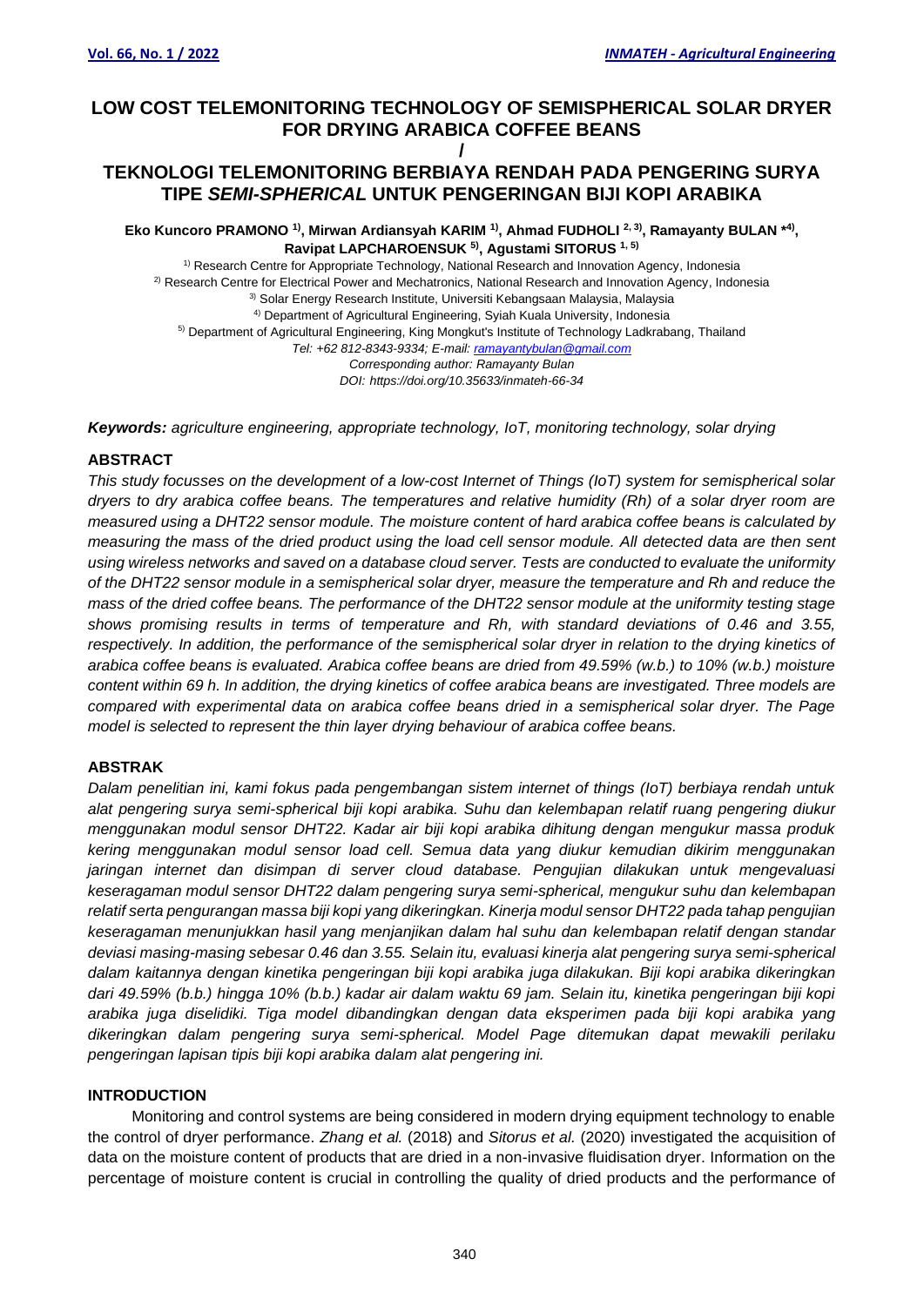# LOW COST TELEMONITORING TECHNOLOGY OF SEMISPHERICAL SOLAR DRYER FOR DRYING ARABICA COFFEE BEANS

/

# TEKNOLOGI TELEMONITORING BERBIAYA RENDAH PADA PENGERING SURYA TIPE *SEMI-SPHERICAL* UNTUK PENGERINGAN BIJI KOPI ARABIKA

**Eko Kuncoro PRAMONO [1], Mirwan Ardiansyah KARIM [1], Ahmad FUDHOLI [2, 3], Ramayanty BULAN *[4], Ravipat LAPCHAROENSUK [5], Agustami SITORUS [1, 5]**

[1] Research Centre for Appropriate Technology, National Research and Innovation Agency, Indonesia
[2] Research Centre for Electrical Power and Mechatronics, National Research and Innovation Agency, Indonesia
[3] Solar Energy Research Institute, Universiti Kebangsaan Malaysia, Malaysia
[4] Department of Agricultural Engineering, Syiah Kuala University, Indonesia
[5] Department of Agricultural Engineering, King Mongkut's Institute of Technology Ladkrabang, Thailand
*Tel: +62 812-8343-9334; E-mail: ramayantybulan@gmail.com*
*Corresponding author: Ramayanty Bulan*
*DOI: https://doi.org/10.35633/inmateh-66-34*

***Keywords:*** *agriculture engineering, appropriate technology, IoT, monitoring technology, solar drying*

## ABSTRACT

*This study focusses on the development of a low-cost Internet of Things (IoT) system for semispherical solar dryers to dry arabica coffee beans. The temperatures and relative humidity (Rh) of a solar dryer room are measured using a DHT22 sensor module. The moisture content of hard arabica coffee beans is calculated by measuring the mass of the dried product using the load cell sensor module. All detected data are then sent using wireless networks and saved on a database cloud server. Tests are conducted to evaluate the uniformity of the DHT22 sensor module in a semispherical solar dryer, measure the temperature and Rh and reduce the mass of the dried coffee beans. The performance of the DHT22 sensor module at the uniformity testing stage shows promising results in terms of temperature and Rh, with standard deviations of 0.46 and 3.55, respectively. In addition, the performance of the semispherical solar dryer in relation to the drying kinetics of arabica coffee beans is evaluated. Arabica coffee beans are dried from 49.59% (w.b.) to 10% (w.b.) moisture content within 69 h. In addition, the drying kinetics of coffee arabica beans are investigated. Three models are compared with experimental data on arabica coffee beans dried in a semispherical solar dryer. The Page model is selected to represent the thin layer drying behaviour of arabica coffee beans.*

## ABSTRAK

*Dalam penelitian ini, kami fokus pada pengembangan sistem internet of things (IoT) berbiaya rendah untuk alat pengering surya semi-spherical biji kopi arabika. Suhu dan kelembapan relatif ruang pengering diukur menggunakan modul sensor DHT22. Kadar air biji kopi arabika dihitung dengan mengukur massa produk kering menggunakan modul sensor load cell. Semua data yang diukur kemudian dikirim menggunakan jaringan internet dan disimpan di server cloud database. Pengujian dilakukan untuk mengevaluasi keseragaman modul sensor DHT22 dalam pengering surya semi-spherical, mengukur suhu dan kelembapan relatif serta pengurangan massa biji kopi yang dikeringkan. Kinerja modul sensor DHT22 pada tahap pengujian keseragaman menunjukkan hasil yang menjanjikan dalam hal suhu dan kelembapan relatif dengan standar deviasi masing-masing sebesar 0.46 dan 3.55. Selain itu, evaluasi kinerja alat pengering surya semi-spherical dalam kaitannya dengan kinetika pengeringan biji kopi arabika juga dilakukan. Biji kopi arabika dikeringkan dari 49.59% (b.b.) hingga 10% (b.b.) kadar air dalam waktu 69 jam. Selain itu, kinetika pengeringan biji kopi arabika juga diselidiki. Tiga model dibandingkan dengan data eksperimen pada biji kopi arabika yang dikeringkan dalam pengering surya semi-spherical. Model Page ditemukan dapat mewakili perilaku pengeringan lapisan tipis biji kopi arabika dalam alat pengering ini.*

## INTRODUCTION

Monitoring and control systems are being considered in modern drying equipment technology to enable the control of dryer performance. *Zhang et al.* (2018) and *Sitorus et al.* (2020) investigated the acquisition of data on the moisture content of products that are dried in a non-invasive fluidisation dryer. Information on the percentage of moisture content is crucial in controlling the quality of dried products and the performance of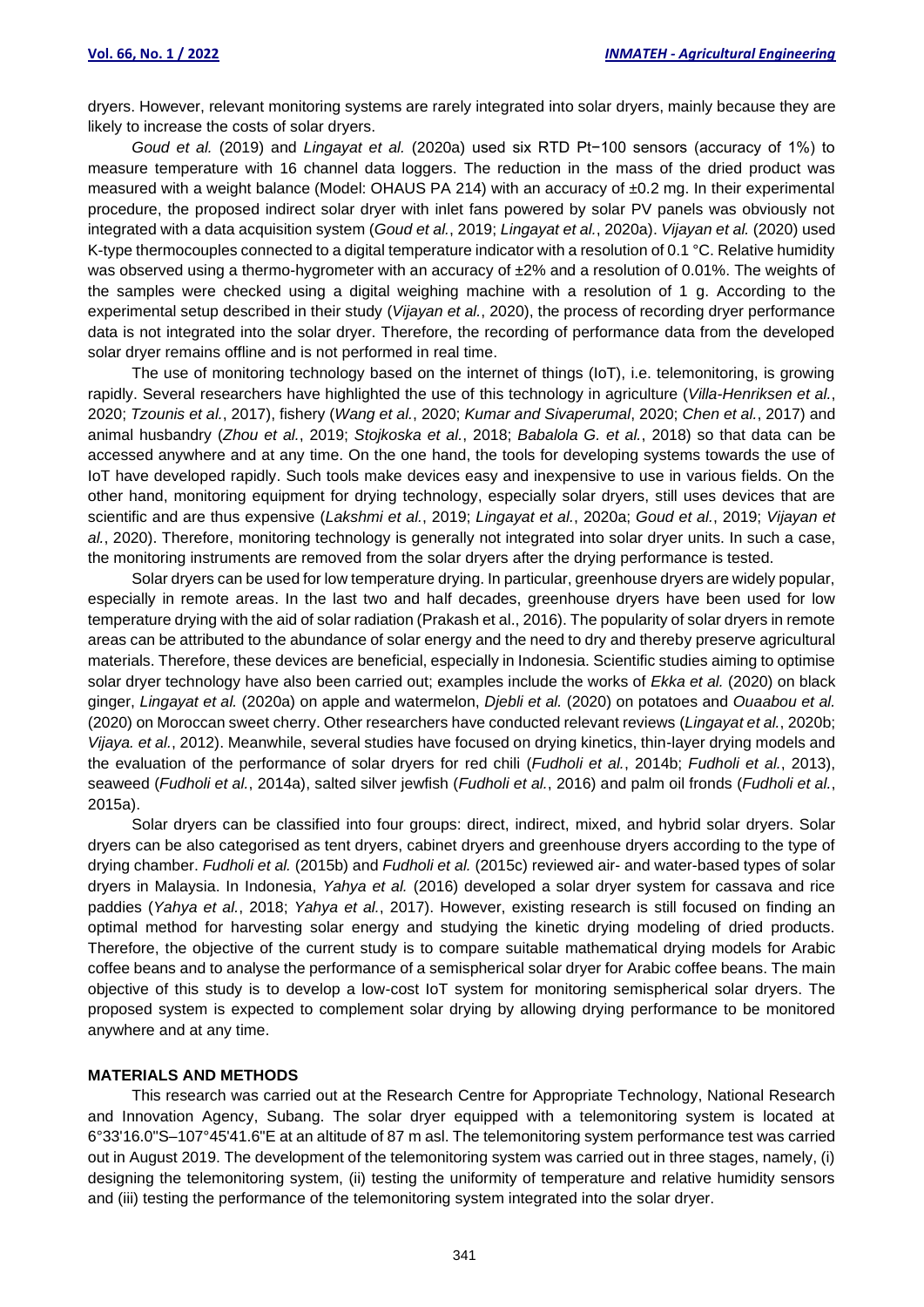dryers. However, relevant monitoring systems are rarely integrated into solar dryers, mainly because they are likely to increase the costs of solar dryers.

*Goud et al.* (2019) and *Lingayat et al.* (2020a) used six RTD Pt−100 sensors (accuracy of 1%) to measure temperature with 16 channel data loggers. The reduction in the mass of the dried product was measured with a weight balance (Model: OHAUS PA 214) with an accuracy of ±0.2 mg. In their experimental procedure, the proposed indirect solar dryer with inlet fans powered by solar PV panels was obviously not integrated with a data acquisition system (*Goud et al.*, 2019; *Lingayat et al.*, 2020a). *Vijayan et al.* (2020) used K-type thermocouples connected to a digital temperature indicator with a resolution of 0.1 °C. Relative humidity was observed using a thermo-hygrometer with an accuracy of ±2% and a resolution of 0.01%. The weights of the samples were checked using a digital weighing machine with a resolution of 1 g. According to the experimental setup described in their study (*Vijayan et al.*, 2020), the process of recording dryer performance data is not integrated into the solar dryer. Therefore, the recording of performance data from the developed solar dryer remains offline and is not performed in real time.

The use of monitoring technology based on the internet of things (IoT), i.e. telemonitoring, is growing rapidly. Several researchers have highlighted the use of this technology in agriculture (*Villa-Henriksen et al.*, 2020; *Tzounis et al.*, 2017), fishery (*Wang et al.*, 2020; *Kumar and Sivaperumal*, 2020; *Chen et al.*, 2017) and animal husbandry (*Zhou et al.*, 2019; *Stojkoska et al.*, 2018; *Babalola G. et al.*, 2018) so that data can be accessed anywhere and at any time. On the one hand, the tools for developing systems towards the use of IoT have developed rapidly. Such tools make devices easy and inexpensive to use in various fields. On the other hand, monitoring equipment for drying technology, especially solar dryers, still uses devices that are scientific and are thus expensive (*Lakshmi et al.*, 2019; *Lingayat et al.*, 2020a; *Goud et al.*, 2019; *Vijayan et al.*, 2020). Therefore, monitoring technology is generally not integrated into solar dryer units. In such a case, the monitoring instruments are removed from the solar dryers after the drying performance is tested.

Solar dryers can be used for low temperature drying. In particular, greenhouse dryers are widely popular, especially in remote areas. In the last two and half decades, greenhouse dryers have been used for low temperature drying with the aid of solar radiation (Prakash et al., 2016). The popularity of solar dryers in remote areas can be attributed to the abundance of solar energy and the need to dry and thereby preserve agricultural materials. Therefore, these devices are beneficial, especially in Indonesia. Scientific studies aiming to optimise solar dryer technology have also been carried out; examples include the works of *Ekka et al.* (2020) on black ginger, *Lingayat et al.* (2020a) on apple and watermelon, *Djebli et al.* (2020) on potatoes and *Ouaabou et al.* (2020) on Moroccan sweet cherry. Other researchers have conducted relevant reviews (*Lingayat et al.*, 2020b; *Vijaya. et al.*, 2012). Meanwhile, several studies have focused on drying kinetics, thin-layer drying models and the evaluation of the performance of solar dryers for red chili (*Fudholi et al.*, 2014b; *Fudholi et al.*, 2013), seaweed (*Fudholi et al.*, 2014a), salted silver jewfish (*Fudholi et al.*, 2016) and palm oil fronds (*Fudholi et al.*, 2015a).

Solar dryers can be classified into four groups: direct, indirect, mixed, and hybrid solar dryers. Solar dryers can be also categorised as tent dryers, cabinet dryers and greenhouse dryers according to the type of drying chamber. *Fudholi et al.* (2015b) and *Fudholi et al.* (2015c) reviewed air- and water-based types of solar dryers in Malaysia. In Indonesia, *Yahya et al.* (2016) developed a solar dryer system for cassava and rice paddies (*Yahya et al.*, 2018; *Yahya et al.*, 2017). However, existing research is still focused on finding an optimal method for harvesting solar energy and studying the kinetic drying modeling of dried products. Therefore, the objective of the current study is to compare suitable mathematical drying models for Arabic coffee beans and to analyse the performance of a semispherical solar dryer for Arabic coffee beans. The main objective of this study is to develop a low-cost IoT system for monitoring semispherical solar dryers. The proposed system is expected to complement solar drying by allowing drying performance to be monitored anywhere and at any time.

## MATERIALS AND METHODS

This research was carried out at the Research Centre for Appropriate Technology, National Research and Innovation Agency, Subang. The solar dryer equipped with a telemonitoring system is located at 6°33'16.0"S–107°45'41.6"E at an altitude of 87 m asl. The telemonitoring system performance test was carried out in August 2019. The development of the telemonitoring system was carried out in three stages, namely, (i) designing the telemonitoring system, (ii) testing the uniformity of temperature and relative humidity sensors and (iii) testing the performance of the telemonitoring system integrated into the solar dryer.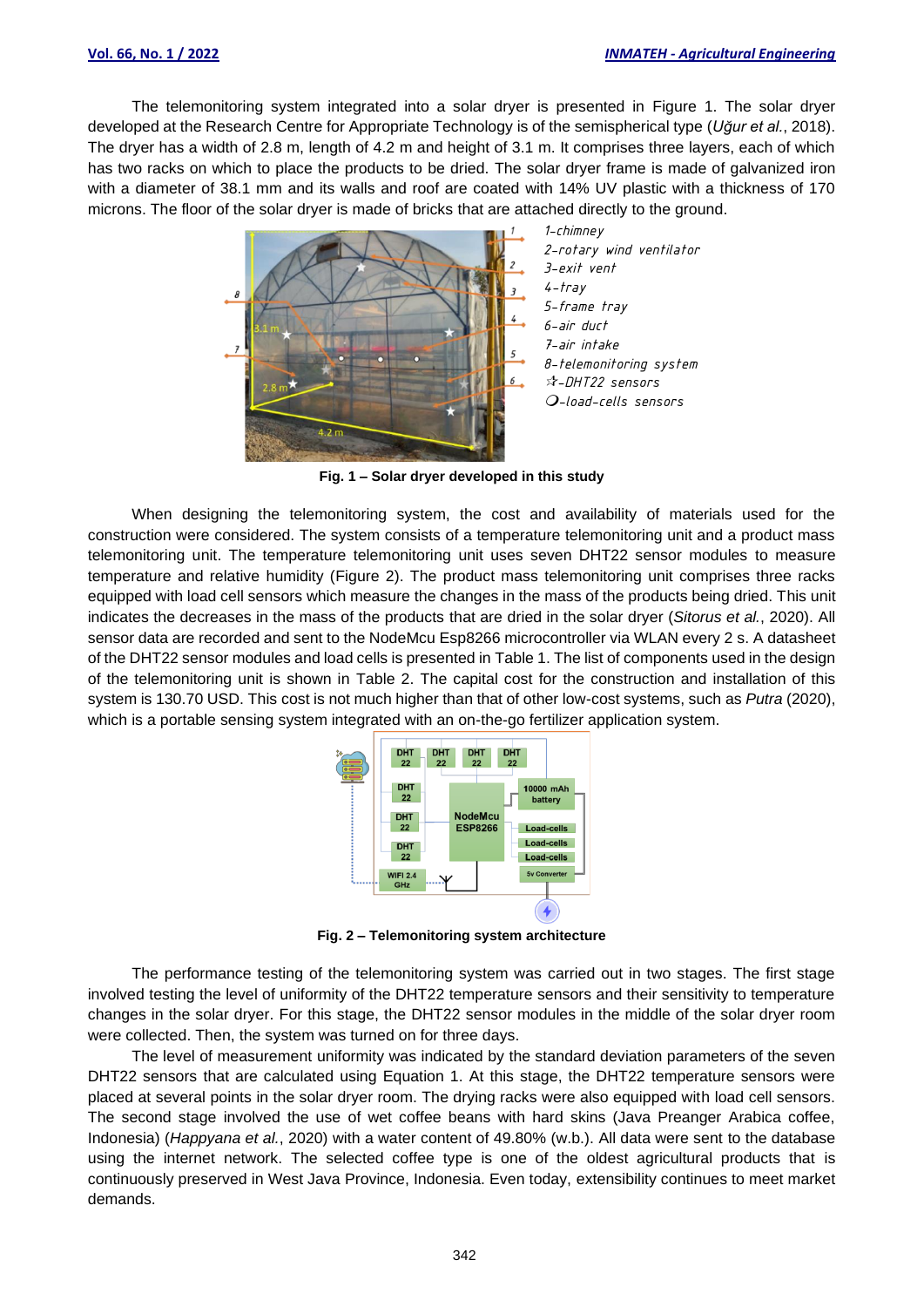The telemonitoring system integrated into a solar dryer is presented in Figure 1. The solar dryer developed at the Research Centre for Appropriate Technology is of the semispherical type (*Uğur et al.*, 2018). The dryer has a width of 2.8 m, length of 4.2 m and height of 3.1 m. It comprises three layers, each of which has two racks on which to place the products to be dried. The solar dryer frame is made of galvanized iron with a diameter of 38.1 mm and its walls and roof are coated with 14% UV plastic with a thickness of 170 microns. The floor of the solar dryer is made of bricks that are attached directly to the ground.

1-chimney
2-rotary wind ventilator
3-exit vent
4-tray
5-frame tray
6-air duct
7-air intake
8-telemonitoring system
☆-DHT22 sensors
O-load-cells sensors

**Fig. 1 – Solar dryer developed in this study**

When designing the telemonitoring system, the cost and availability of materials used for the construction were considered. The system consists of a temperature telemonitoring unit and a product mass telemonitoring unit. The temperature telemonitoring unit uses seven DHT22 sensor modules to measure temperature and relative humidity (Figure 2). The product mass telemonitoring unit comprises three racks equipped with load cell sensors which measure the changes in the mass of the products being dried. This unit indicates the decreases in the mass of the products that are dried in the solar dryer (*Sitorus et al.*, 2020). All sensor data are recorded and sent to the NodeMcu Esp8266 microcontroller via WLAN every 2 s. A datasheet of the DHT22 sensor modules and load cells is presented in Table 1. The list of components used in the design of the telemonitoring unit is shown in Table 2. The capital cost for the construction and installation of this system is 130.70 USD. This cost is not much higher than that of other low-cost systems, such as *Putra* (2020), which is a portable sensing system integrated with an on-the-go fertilizer application system.

**Fig. 2 – Telemonitoring system architecture**

The performance testing of the telemonitoring system was carried out in two stages. The first stage involved testing the level of uniformity of the DHT22 temperature sensors and their sensitivity to temperature changes in the solar dryer. For this stage, the DHT22 sensor modules in the middle of the solar dryer room were collected. Then, the system was turned on for three days.

The level of measurement uniformity was indicated by the standard deviation parameters of the seven DHT22 sensors that are calculated using Equation 1. At this stage, the DHT22 temperature sensors were placed at several points in the solar dryer room. The drying racks were also equipped with load cell sensors. The second stage involved the use of wet coffee beans with hard skins (Java Preanger Arabica coffee, Indonesia) (*Happyana et al.*, 2020) with a water content of 49.80% (w.b.). All data were sent to the database using the internet network. The selected coffee type is one of the oldest agricultural products that is continuously preserved in West Java Province, Indonesia. Even today, extensibility continues to meet market demands.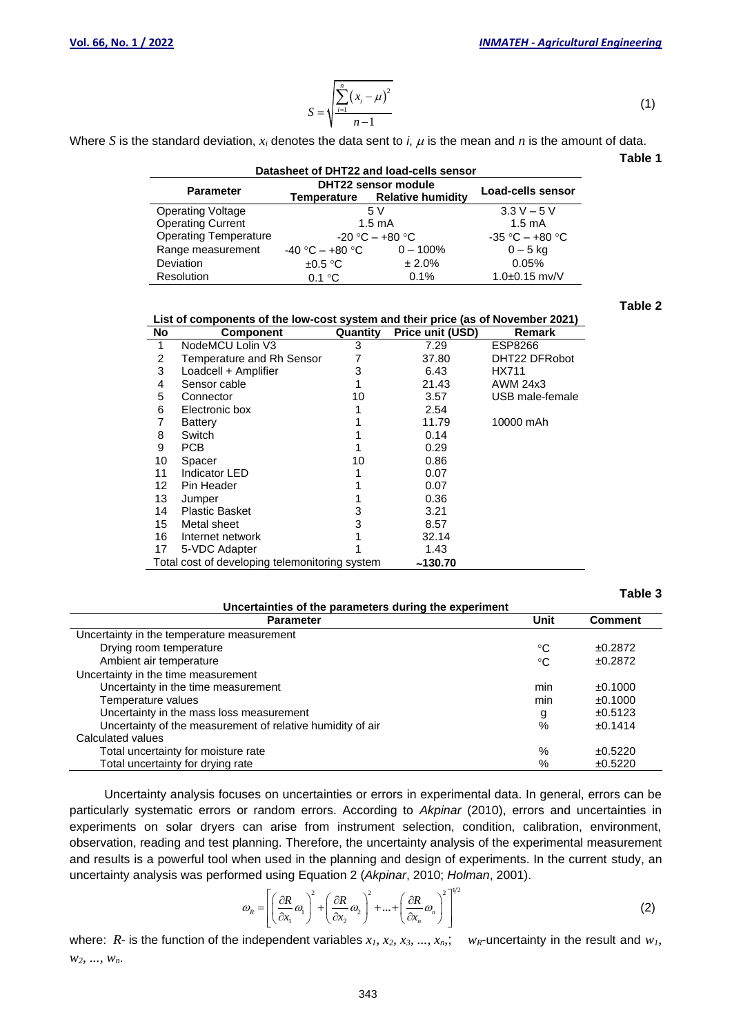$$S = \sqrt{\frac{\sum_{i=1}^{n}(x_i - \mu)^2}{n-1}} \tag{1}$$

Where $S$ is the standard deviation, $x_i$ denotes the data sent to $i$, $\mu$ is the mean and $n$ is the amount of data.

**Table 1**

**Datasheet of DHT22 and load-cells sensor**

| Parameter | DHT22 sensor module | | Load-cells sensor |
|---|---|---|---|
| | Temperature | Relative humidity | |
| Operating Voltage | 5 V | | 3.3 V – 5 V |
| Operating Current | 1.5 mA | | 1.5 mA |
| Operating Temperature | -20 °C – +80 °C | | -35 °C – +80 °C |
| Range measurement | -40 °C – +80 °C | 0 – 100% | 0 – 5 kg |
| Deviation | ±0.5 °C | ± 2.0% | 0.05% |
| Resolution | 0.1 °C | 0.1% | 1.0±0.15 mv/V |

**Table 2**

**List of components of the low-cost system and their price (as of November 2021)**

| No | Component | Quantity | Price unit (USD) | Remark |
|---|---|---|---|---|
| 1 | NodeMCU Lolin V3 | 3 | 7.29 | ESP8266 |
| 2 | Temperature and Rh Sensor | 7 | 37.80 | DHT22 DFRobot |
| 3 | Loadcell + Amplifier | 3 | 6.43 | HX711 |
| 4 | Sensor cable | 1 | 21.43 | AWM 24x3 |
| 5 | Connector | 10 | 3.57 | USB male-female |
| 6 | Electronic box | 1 | 2.54 | |
| 7 | Battery | 1 | 11.79 | 10000 mAh |
| 8 | Switch | 1 | 0.14 | |
| 9 | PCB | 1 | 0.29 | |
| 10 | Spacer | 10 | 0.86 | |
| 11 | Indicator LED | 1 | 0.07 | |
| 12 | Pin Header | 1 | 0.07 | |
| 13 | Jumper | 1 | 0.36 | |
| 14 | Plastic Basket | 3 | 3.21 | |
| 15 | Metal sheet | 3 | 8.57 | |
| 16 | Internet network | 1 | 32.14 | |
| 17 | 5-VDC Adapter | 1 | 1.43 | |
| Total cost of developing telemonitoring system | | | ~130.70 | |

**Table 3**

**Uncertainties of the parameters during the experiment**

| Parameter | Unit | Comment |
|---|---|---|
| Uncertainty in the temperature measurement | | |
| Drying room temperature | °C | ±0.2872 |
| Ambient air temperature | °C | ±0.2872 |
| Uncertainty in the time measurement | | |
| Uncertainty in the time measurement | min | ±0.1000 |
| Temperature values | min | ±0.1000 |
| Uncertainty in the mass loss measurement | g | ±0.5123 |
| Uncertainty of the measurement of relative humidity of air | % | ±0.1414 |
| Calculated values | | |
| Total uncertainty for moisture rate | % | ±0.5220 |
| Total uncertainty for drying rate | % | ±0.5220 |

Uncertainty analysis focuses on uncertainties or errors in experimental data. In general, errors can be particularly systematic errors or random errors. According to *Akpinar* (2010), errors and uncertainties in experiments on solar dryers can arise from instrument selection, condition, calibration, environment, observation, reading and test planning. Therefore, the uncertainty analysis of the experimental measurement and results is a powerful tool when used in the planning and design of experiments. In the current study, an uncertainty analysis was performed using Equation 2 (*Akpinar*, 2010; *Holman*, 2001).

$$\omega_R = \left[\left(\frac{\partial R}{\partial x_1}\omega_1\right)^2 + \left(\frac{\partial R}{\partial x_2}\omega_2\right)^2 + \ldots + \left(\frac{\partial R}{\partial x_n}\omega_n\right)^2\right]^{1/2} \tag{2}$$

where: $R$- is the function of the independent variables $x_1, x_2, x_3, \ldots, x_n$,; $w_R$-uncertainty in the result and $w_1$, $w_2$, ..., $w_n$.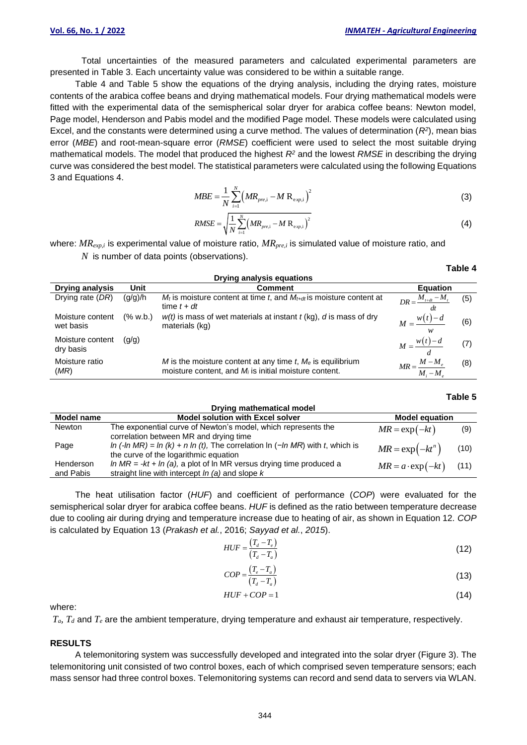Total uncertainties of the measured parameters and calculated experimental parameters are presented in Table 3. Each uncertainty value was considered to be within a suitable range.

Table 4 and Table 5 show the equations of the drying analysis, including the drying rates, moisture contents of the arabica coffee beans and drying mathematical models. Four drying mathematical models were fitted with the experimental data of the semispherical solar dryer for arabica coffee beans: Newton model, Page model, Henderson and Pabis model and the modified Page model. These models were calculated using Excel, and the constants were determined using a curve method. The values of determination ($R^2$), mean bias error (*MBE*) and root-mean-square error (*RMSE*) coefficient were used to select the most suitable drying mathematical models. The model that produced the highest $R^2$ and the lowest *RMSE* in describing the drying curve was considered the best model. The statistical parameters were calculated using the following Equations 3 and Equations 4.

$$MBE = \frac{1}{N}\sum_{i=1}^{N}\left(MR_{pre,i} - MR_{exp,i}\right)^2 \tag{3}$$

$$RMSE = \sqrt{\frac{1}{N}\sum_{i=1}^{N}\left(MR_{pre,i} - MR_{exp,i}\right)^2} \tag{4}$$

where: $MR_{exp,i}$ is experimental value of moisture ratio, $MR_{pre,i}$ is simulated value of moisture ratio, and $N$ is number of data points (observations).

**Table 4**

**Drying analysis equations**

| Drying analysis | Unit | Comment | Equation |
|---|---|---|---|
| Drying rate (*DR*) | (g/g)/h | $M_t$ is moisture content at time *t*, and $M_{t+dt}$ is moisture content at time *t + dt* | $DR = \frac{M_{t+dt} - M_t}{dt}$ (5) |
| Moisture content wet basis | (% w.b.) | *w(t)* is mass of wet materials at instant *t* (kg), *d* is mass of dry materials (kg) | $M = \frac{w(t) - d}{w}$ (6) |
| Moisture content dry basis | (g/g) | | $M = \frac{w(t) - d}{d}$ (7) |
| Moisture ratio (*MR*) | | *M* is the moisture content at any time *t*, $M_e$ is equilibrium moisture content, and $M_i$ is initial moisture content. | $MR = \frac{M - M_e}{M_i - M_e}$ (8) |

**Table 5**

**Drying mathematical model**

| Model name | Model solution with Excel solver | Model equation |
|---|---|---|
| Newton | The exponential curve of Newton's model, which represents the correlation between MR and drying time | $MR = \exp(-kt)$ (9) |
| Page | *ln (-ln MR) = ln (k) + n ln (t),* The correlation ln (*−ln MR*) with *t*, which is the curve of the logarithmic equation | $MR = \exp(-kt^n)$ (10) |
| Henderson and Pabis | *ln MR = -kt + ln (a),* a plot of ln MR versus drying time produced a straight line with intercept *ln (a)* and slope *k* | $MR = a \cdot \exp(-kt)$ (11) |

The heat utilisation factor (*HUF*) and coefficient of performance (*COP*) were evaluated for the semispherical solar dryer for arabica coffee beans. *HUF* is defined as the ratio between temperature decrease due to cooling air during drying and temperature increase due to heating of air, as shown in Equation 12. *COP* is calculated by Equation 13 (*Prakash et al.*, 2016; *Sayyad et al.*, *2015*).

$$HUF = \frac{(T_d - T_e)}{(T_d - T_a)} \tag{12}$$

$$COP = \frac{(T_e - T_a)}{(T_d - T_a)} \tag{13}$$

$$HUF + COP = 1 \tag{14}$$

where:

$T_a$, $T_d$ and $T_e$ are the ambient temperature, drying temperature and exhaust air temperature, respectively.

## RESULTS

A telemonitoring system was successfully developed and integrated into the solar dryer (Figure 3). The telemonitoring unit consisted of two control boxes, each of which comprised seven temperature sensors; each mass sensor had three control boxes. Telemonitoring systems can record and send data to servers via WLAN.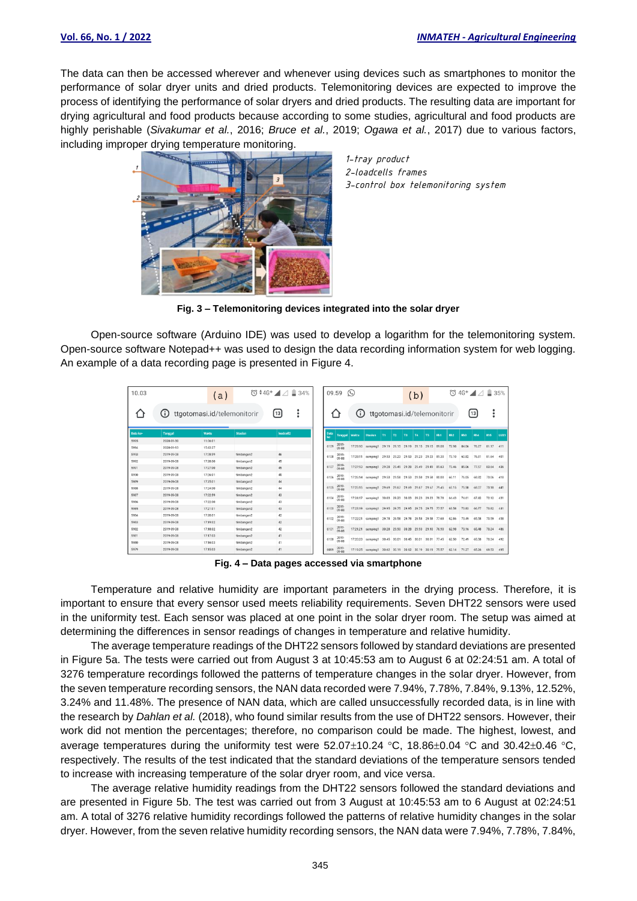The data can then be accessed wherever and whenever using devices such as smartphones to monitor the performance of solar dryer units and dried products. Telemonitoring devices are expected to improve the process of identifying the performance of solar dryers and dried products. The resulting data are important for drying agricultural and food products because according to some studies, agricultural and food products are highly perishable (*Sivakumar et al.*, 2016; *Bruce et al.*, 2019; *Ogawa et al.*, 2017) due to various factors, including improper drying temperature monitoring.

1-tray product
2-loadcells frames
3-control box telemonitoring system

**Fig. 3 – Telemonitoring devices integrated into the solar dryer**

Open-source software (Arduino IDE) was used to develop a logarithm for the telemonitoring system. Open-source software Notepad++ was used to design the data recording information system for web logging. An example of a data recording page is presented in Figure 4.

**Fig. 4 – Data pages accessed via smartphone**

Temperature and relative humidity are important parameters in the drying process. Therefore, it is important to ensure that every sensor used meets reliability requirements. Seven DHT22 sensors were used in the uniformity test. Each sensor was placed at one point in the solar dryer room. The setup was aimed at determining the differences in sensor readings of changes in temperature and relative humidity.

The average temperature readings of the DHT22 sensors followed by standard deviations are presented in Figure 5a. The tests were carried out from August 3 at 10:45:53 am to August 6 at 02:24:51 am. A total of 3276 temperature recordings followed the patterns of temperature changes in the solar dryer. However, from the seven temperature recording sensors, the NAN data recorded were 7.94%, 7.78%, 7.84%, 9.13%, 12.52%, 3.24% and 11.48%. The presence of NAN data, which are called unsuccessfully recorded data, is in line with the research by *Dahlan et al.* (2018), who found similar results from the use of DHT22 sensors. However, their work did not mention the percentages; therefore, no comparison could be made. The highest, lowest, and average temperatures during the uniformity test were 52.07±10.24 °C, 18.86±0.04 °C and 30.42±0.46 °C, respectively. The results of the test indicated that the standard deviations of the temperature sensors tended to increase with increasing temperature of the solar dryer room, and vice versa.

The average relative humidity readings from the DHT22 sensors followed the standard deviations and are presented in Figure 5b. The test was carried out from 3 August at 10:45:53 am to 6 August at 02:24:51 am. A total of 3276 relative humidity recordings followed the patterns of relative humidity changes in the solar dryer. However, from the seven relative humidity recording sensors, the NAN data were 7.94%, 7.78%, 7.84%,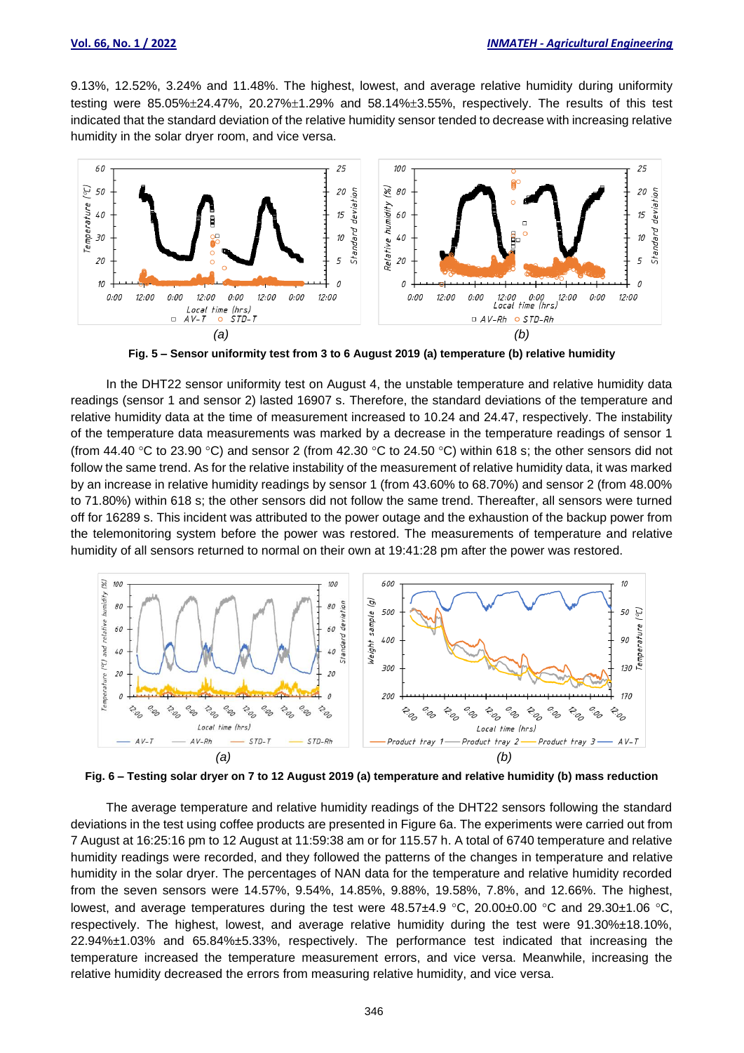9.13%, 12.52%, 3.24% and 11.48%. The highest, lowest, and average relative humidity during uniformity testing were 85.05%±24.47%, 20.27%±1.29% and 58.14%±3.55%, respectively. The results of this test indicated that the standard deviation of the relative humidity sensor tended to decrease with increasing relative humidity in the solar dryer room, and vice versa.

(a) (b)

**Fig. 5 – Sensor uniformity test from 3 to 6 August 2019 (a) temperature (b) relative humidity**

In the DHT22 sensor uniformity test on August 4, the unstable temperature and relative humidity data readings (sensor 1 and sensor 2) lasted 16907 s. Therefore, the standard deviations of the temperature and relative humidity data at the time of measurement increased to 10.24 and 24.47, respectively. The instability of the temperature data measurements was marked by a decrease in the temperature readings of sensor 1 (from 44.40 °C to 23.90 °C) and sensor 2 (from 42.30 °C to 24.50 °C) within 618 s; the other sensors did not follow the same trend. As for the relative instability of the measurement of relative humidity data, it was marked by an increase in relative humidity readings by sensor 1 (from 43.60% to 68.70%) and sensor 2 (from 48.00% to 71.80%) within 618 s; the other sensors did not follow the same trend. Thereafter, all sensors were turned off for 16289 s. This incident was attributed to the power outage and the exhaustion of the backup power from the telemonitoring system before the power was restored. The measurements of temperature and relative humidity of all sensors returned to normal on their own at 19:41:28 pm after the power was restored.

(a) (b)

**Fig. 6 – Testing solar dryer on 7 to 12 August 2019 (a) temperature and relative humidity (b) mass reduction**

The average temperature and relative humidity readings of the DHT22 sensors following the standard deviations in the test using coffee products are presented in Figure 6a. The experiments were carried out from 7 August at 16:25:16 pm to 12 August at 11:59:38 am or for 115.57 h. A total of 6740 temperature and relative humidity readings were recorded, and they followed the patterns of the changes in temperature and relative humidity in the solar dryer. The percentages of NAN data for the temperature and relative humidity recorded from the seven sensors were 14.57%, 9.54%, 14.85%, 9.88%, 19.58%, 7.8%, and 12.66%. The highest, lowest, and average temperatures during the test were 48.57±4.9 °C, 20.00±0.00 °C and 29.30±1.06 °C, respectively. The highest, lowest, and average relative humidity during the test were 91.30%±18.10%, 22.94%±1.03% and 65.84%±5.33%, respectively. The performance test indicated that increasing the temperature increased the temperature measurement errors, and vice versa. Meanwhile, increasing the relative humidity decreased the errors from measuring relative humidity, and vice versa.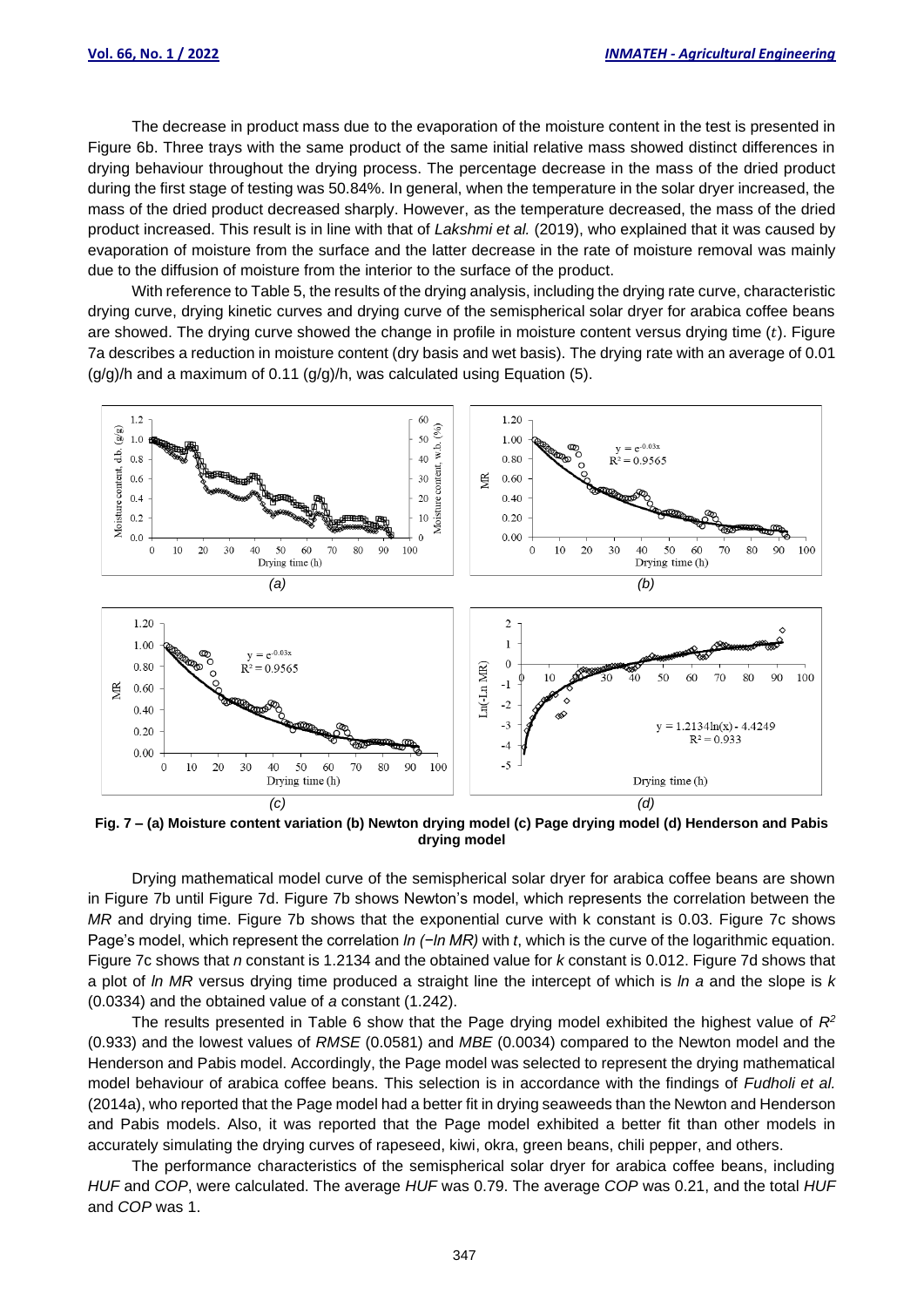The decrease in product mass due to the evaporation of the moisture content in the test is presented in Figure 6b. Three trays with the same product of the same initial relative mass showed distinct differences in drying behaviour throughout the drying process. The percentage decrease in the mass of the dried product during the first stage of testing was 50.84%. In general, when the temperature in the solar dryer increased, the mass of the dried product decreased sharply. However, as the temperature decreased, the mass of the dried product increased. This result is in line with that of *Lakshmi et al.* (2019), who explained that it was caused by evaporation of moisture from the surface and the latter decrease in the rate of moisture removal was mainly due to the diffusion of moisture from the interior to the surface of the product.

With reference to Table 5, the results of the drying analysis, including the drying rate curve, characteristic drying curve, drying kinetic curves and drying curve of the semispherical solar dryer for arabica coffee beans are showed. The drying curve showed the change in profile in moisture content versus drying time ($t$). Figure 7a describes a reduction in moisture content (dry basis and wet basis). The drying rate with an average of 0.01 (g/g)/h and a maximum of 0.11 (g/g)/h, was calculated using Equation (5).

**Fig. 7 – (a) Moisture content variation (b) Newton drying model (c) Page drying model (d) Henderson and Pabis drying model**

Drying mathematical model curve of the semispherical solar dryer for arabica coffee beans are shown in Figure 7b until Figure 7d. Figure 7b shows Newton's model, which represents the correlation between the *MR* and drying time. Figure 7b shows that the exponential curve with k constant is 0.03. Figure 7c shows Page's model, which represent the correlation *ln (−ln MR)* with *t*, which is the curve of the logarithmic equation. Figure 7c shows that *n* constant is 1.2134 and the obtained value for *k* constant is 0.012. Figure 7d shows that a plot of *ln MR* versus drying time produced a straight line the intercept of which is *ln a* and the slope is *k* (0.0334) and the obtained value of *a* constant (1.242).

The results presented in Table 6 show that the Page drying model exhibited the highest value of $R^2$ (0.933) and the lowest values of *RMSE* (0.0581) and *MBE* (0.0034) compared to the Newton model and the Henderson and Pabis model. Accordingly, the Page model was selected to represent the drying mathematical model behaviour of arabica coffee beans. This selection is in accordance with the findings of *Fudholi et al.* (2014a), who reported that the Page model had a better fit in drying seaweeds than the Newton and Henderson and Pabis models. Also, it was reported that the Page model exhibited a better fit than other models in accurately simulating the drying curves of rapeseed, kiwi, okra, green beans, chili pepper, and others.

The performance characteristics of the semispherical solar dryer for arabica coffee beans, including *HUF* and *COP*, were calculated. The average *HUF* was 0.79. The average *COP* was 0.21, and the total *HUF* and *COP* was 1.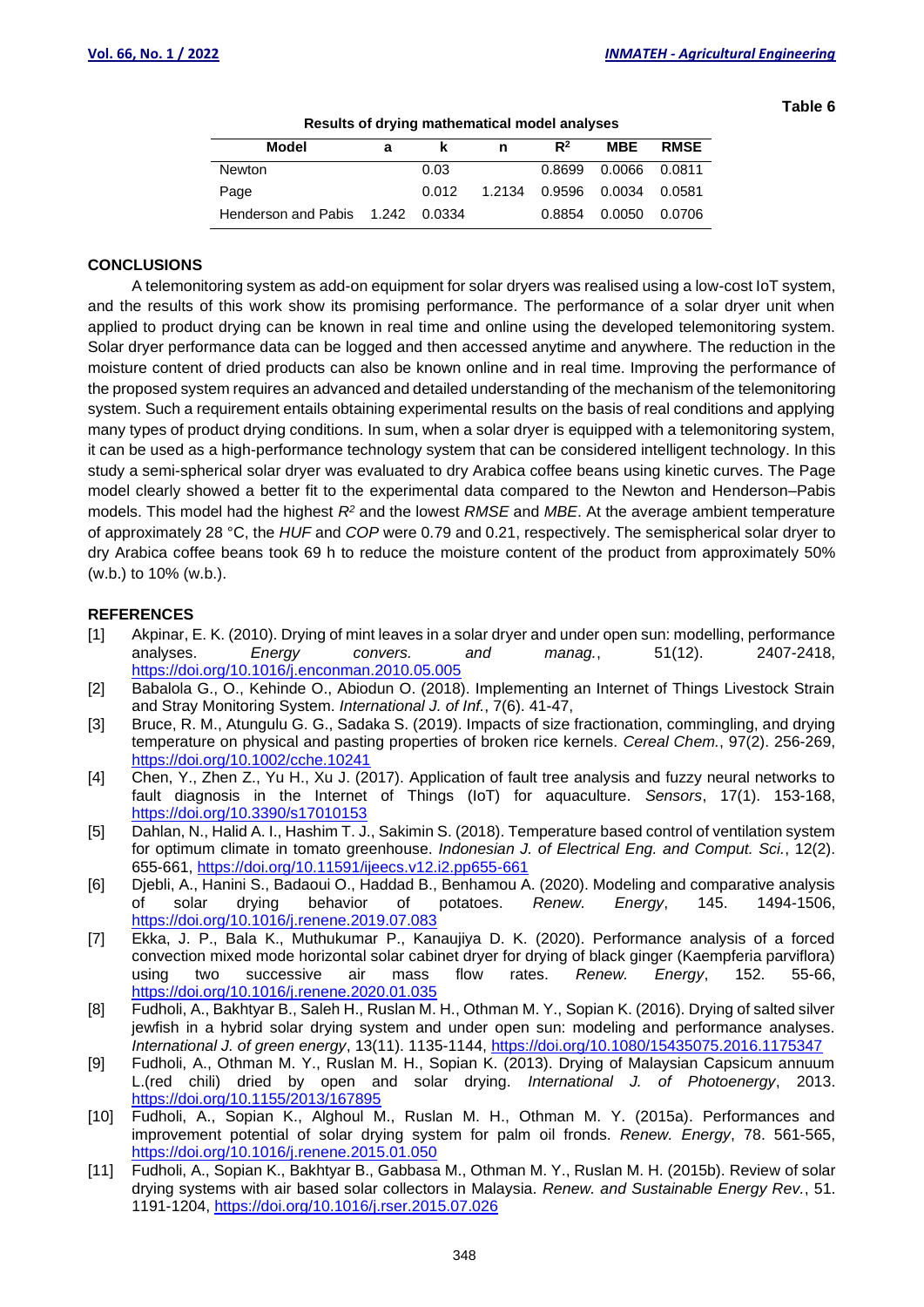Table 6

**Results of drying mathematical model analyses**

| Model | a | k | n | $R^2$ | MBE | RMSE |
|---|---|---|---|---|---|---|
| Newton | | 0.03 | | 0.8699 | 0.0066 | 0.0811 |
| Page | | 0.012 | 1.2134 | 0.9596 | 0.0034 | 0.0581 |
| Henderson and Pabis | 1.242 | 0.0334 | | 0.8854 | 0.0050 | 0.0706 |

## CONCLUSIONS

A telemonitoring system as add-on equipment for solar dryers was realised using a low-cost IoT system, and the results of this work show its promising performance. The performance of a solar dryer unit when applied to product drying can be known in real time and online using the developed telemonitoring system. Solar dryer performance data can be logged and then accessed anytime and anywhere. The reduction in the moisture content of dried products can also be known online and in real time. Improving the performance of the proposed system requires an advanced and detailed understanding of the mechanism of the telemonitoring system. Such a requirement entails obtaining experimental results on the basis of real conditions and applying many types of product drying conditions. In sum, when a solar dryer is equipped with a telemonitoring system, it can be used as a high-performance technology system that can be considered intelligent technology. In this study a semi-spherical solar dryer was evaluated to dry Arabica coffee beans using kinetic curves. The Page model clearly showed a better fit to the experimental data compared to the Newton and Henderson–Pabis models. This model had the highest $R^2$ and the lowest *RMSE* and *MBE*. At the average ambient temperature of approximately 28 °C, the *HUF* and *COP* were 0.79 and 0.21, respectively. The semispherical solar dryer to dry Arabica coffee beans took 69 h to reduce the moisture content of the product from approximately 50% (w.b.) to 10% (w.b.).

## REFERENCES

[1] Akpinar, E. K. (2010). Drying of mint leaves in a solar dryer and under open sun: modelling, performance analyses. *Energy convers. and manag.*, 51(12). 2407-2418, https://doi.org/10.1016/j.enconman.2010.05.005

[2] Babalola G., O., Kehinde O., Abiodun O. (2018). Implementing an Internet of Things Livestock Strain and Stray Monitoring System. *International J. of Inf.*, 7(6). 41-47,

[3] Bruce, R. M., Atungulu G. G., Sadaka S. (2019). Impacts of size fractionation, commingling, and drying temperature on physical and pasting properties of broken rice kernels. *Cereal Chem.*, 97(2). 256-269, https://doi.org/10.1002/cche.10241

[4] Chen, Y., Zhen Z., Yu H., Xu J. (2017). Application of fault tree analysis and fuzzy neural networks to fault diagnosis in the Internet of Things (IoT) for aquaculture. *Sensors*, 17(1). 153-168, https://doi.org/10.3390/s17010153

[5] Dahlan, N., Halid A. I., Hashim T. J., Sakimin S. (2018). Temperature based control of ventilation system for optimum climate in tomato greenhouse. *Indonesian J. of Electrical Eng. and Comput. Sci.*, 12(2). 655-661, https://doi.org/10.11591/ijeecs.v12.i2.pp655-661

[6] Djebli, A., Hanini S., Badaoui O., Haddad B., Benhamou A. (2020). Modeling and comparative analysis of solar drying behavior of potatoes. *Renew. Energy*, 145. 1494-1506, https://doi.org/10.1016/j.renene.2019.07.083

[7] Ekka, J. P., Bala K., Muthukumar P., Kanaujiya D. K. (2020). Performance analysis of a forced convection mixed mode horizontal solar cabinet dryer for drying of black ginger (Kaempferia parviflora) using two successive air mass flow rates. *Renew. Energy*, 152. 55-66, https://doi.org/10.1016/j.renene.2020.01.035

[8] Fudholi, A., Bakhtyar B., Saleh H., Ruslan M. H., Othman M. Y., Sopian K. (2016). Drying of salted silver jewfish in a hybrid solar drying system and under open sun: modeling and performance analyses. *International J. of green energy*, 13(11). 1135-1144, https://doi.org/10.1080/15435075.2016.1175347

[9] Fudholi, A., Othman M. Y., Ruslan M. H., Sopian K. (2013). Drying of Malaysian Capsicum annuum L.(red chili) dried by open and solar drying. *International J. of Photoenergy*, 2013. https://doi.org/10.1155/2013/167895

[10] Fudholi, A., Sopian K., Alghoul M., Ruslan M. H., Othman M. Y. (2015a). Performances and improvement potential of solar drying system for palm oil fronds. *Renew. Energy*, 78. 561-565, https://doi.org/10.1016/j.renene.2015.01.050

[11] Fudholi, A., Sopian K., Bakhtyar B., Gabbasa M., Othman M. Y., Ruslan M. H. (2015b). Review of solar drying systems with air based solar collectors in Malaysia. *Renew. and Sustainable Energy Rev.*, 51. 1191-1204, https://doi.org/10.1016/j.rser.2015.07.026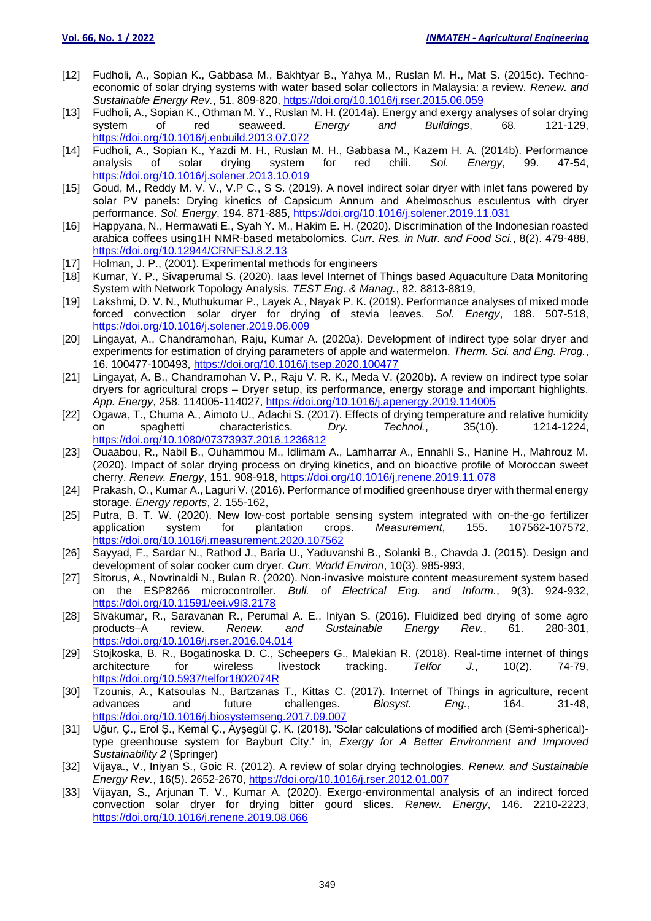[12] Fudholi, A., Sopian K., Gabbasa M., Bakhtyar B., Yahya M., Ruslan M. H., Mat S. (2015c). Techno-economic of solar drying systems with water based solar collectors in Malaysia: a review. *Renew. and Sustainable Energy Rev.*, 51. 809-820, https://doi.org/10.1016/j.rser.2015.06.059

[13] Fudholi, A., Sopian K., Othman M. Y., Ruslan M. H. (2014a). Energy and exergy analyses of solar drying system of red seaweed. *Energy and Buildings*, 68. 121-129, https://doi.org/10.1016/j.enbuild.2013.07.072

[14] Fudholi, A., Sopian K., Yazdi M. H., Ruslan M. H., Gabbasa M., Kazem H. A. (2014b). Performance analysis of solar drying system for red chili. *Sol. Energy*, 99. 47-54, https://doi.org/10.1016/j.solener.2013.10.019

[15] Goud, M., Reddy M. V. V., V.P C., S S. (2019). A novel indirect solar dryer with inlet fans powered by solar PV panels: Drying kinetics of Capsicum Annum and Abelmoschus esculentus with dryer performance. *Sol. Energy*, 194. 871-885, https://doi.org/10.1016/j.solener.2019.11.031

[16] Happyana, N., Hermawati E., Syah Y. M., Hakim E. H. (2020). Discrimination of the Indonesian roasted arabica coffees using1H NMR-based metabolomics. *Curr. Res. in Nutr. and Food Sci.*, 8(2). 479-488, https://doi.org/10.12944/CRNFSJ.8.2.13

[17] Holman, J. P., (2001). Experimental methods for engineers

[18] Kumar, Y. P., Sivaperumal S. (2020). Iaas level Internet of Things based Aquaculture Data Monitoring System with Network Topology Analysis. *TEST Eng. & Manag.*, 82. 8813-8819,

[19] Lakshmi, D. V. N., Muthukumar P., Layek A., Nayak P. K. (2019). Performance analyses of mixed mode forced convection solar dryer for drying of stevia leaves. *Sol. Energy*, 188. 507-518, https://doi.org/10.1016/j.solener.2019.06.009

[20] Lingayat, A., Chandramohan, Raju, Kumar A. (2020a). Development of indirect type solar dryer and experiments for estimation of drying parameters of apple and watermelon. *Therm. Sci. and Eng. Prog.*, 16. 100477-100493, https://doi.org/10.1016/j.tsep.2020.100477

[21] Lingayat, A. B., Chandramohan V. P., Raju V. R. K., Meda V. (2020b). A review on indirect type solar dryers for agricultural crops – Dryer setup, its performance, energy storage and important highlights. *App. Energy*, 258. 114005-114027, https://doi.org/10.1016/j.apenergy.2019.114005

[22] Ogawa, T., Chuma A., Aimoto U., Adachi S. (2017). Effects of drying temperature and relative humidity on spaghetti characteristics. *Dry. Technol.*, 35(10). 1214-1224, https://doi.org/10.1080/07373937.2016.1236812

[23] Ouaabou, R., Nabil B., Ouhammou M., Idlimam A., Lamharrar A., Ennahli S., Hanine H., Mahrouz M. (2020). Impact of solar drying process on drying kinetics, and on bioactive profile of Moroccan sweet cherry. *Renew. Energy*, 151. 908-918, https://doi.org/10.1016/j.renene.2019.11.078

[24] Prakash, O., Kumar A., Laguri V. (2016). Performance of modified greenhouse dryer with thermal energy storage. *Energy reports*, 2. 155-162,

[25] Putra, B. T. W. (2020). New low-cost portable sensing system integrated with on-the-go fertilizer application system for plantation crops. *Measurement*, 155. 107562-107572, https://doi.org/10.1016/j.measurement.2020.107562

[26] Sayyad, F., Sardar N., Rathod J., Baria U., Yaduvanshi B., Solanki B., Chavda J. (2015). Design and development of solar cooker cum dryer. *Curr. World Environ*, 10(3). 985-993,

[27] Sitorus, A., Novrinaldi N., Bulan R. (2020). Non-invasive moisture content measurement system based on the ESP8266 microcontroller. *Bull. of Electrical Eng. and Inform.*, 9(3). 924-932, https://doi.org/10.11591/eei.v9i3.2178

[28] Sivakumar, R., Saravanan R., Perumal A. E., Iniyan S. (2016). Fluidized bed drying of some agro products–A review. *Renew. and Sustainable Energy Rev.*, 61. 280-301, https://doi.org/10.1016/j.rser.2016.04.014

[29] Stojkoska, B. R., Bogatinoska D. C., Scheepers G., Malekian R. (2018). Real-time internet of things architecture for wireless livestock tracking. *Telfor J.*, 10(2). 74-79, https://doi.org/10.5937/telfor1802074R

[30] Tzounis, A., Katsoulas N., Bartzanas T., Kittas C. (2017). Internet of Things in agriculture, recent advances and future challenges. *Biosyst. Eng.*, 164. 31-48, https://doi.org/10.1016/j.biosystemseng.2017.09.007

[31] Uğur, Ç., Erol Ş., Kemal Ç., Ayşegül Ç. K. (2018). 'Solar calculations of modified arch (Semi-spherical)-type greenhouse system for Bayburt City.' in, *Exergy for A Better Environment and Improved Sustainability 2* (Springer)

[32] Vijaya., V., Iniyan S., Goic R. (2012). A review of solar drying technologies. *Renew. and Sustainable Energy Rev.*, 16(5). 2652-2670, https://doi.org/10.1016/j.rser.2012.01.007

[33] Vijayan, S., Arjunan T. V., Kumar A. (2020). Exergo-environmental analysis of an indirect forced convection solar dryer for drying bitter gourd slices. *Renew. Energy*, 146. 2210-2223, https://doi.org/10.1016/j.renene.2019.08.066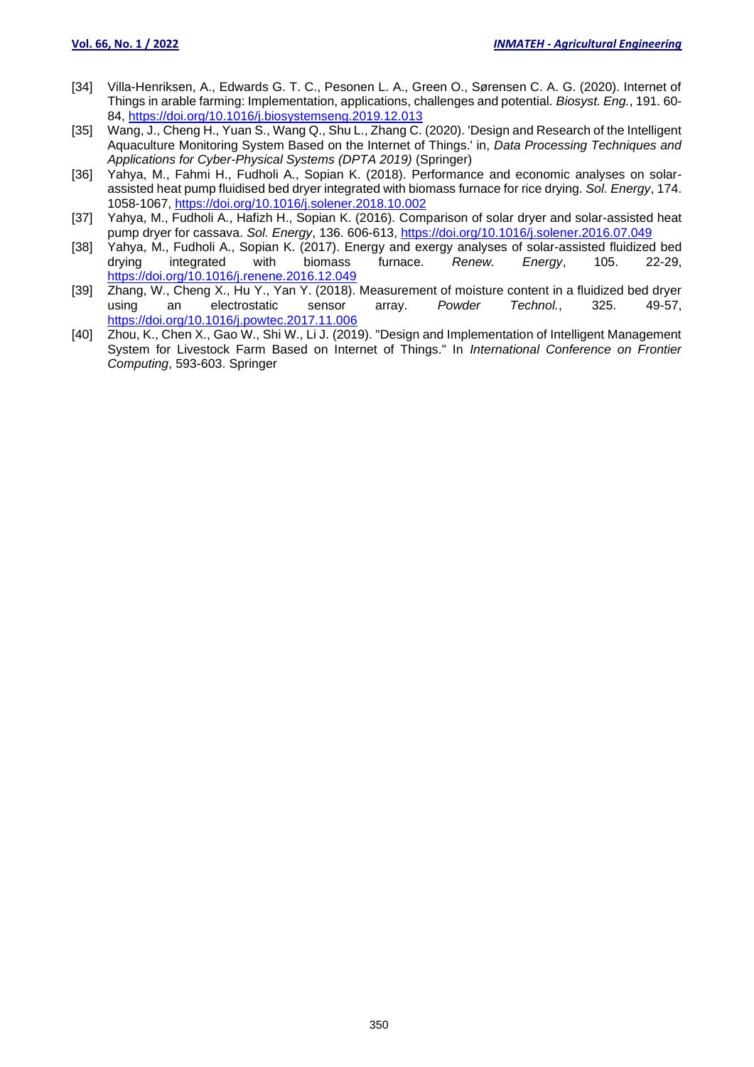- [34] Villa-Henriksen, A., Edwards G. T. C., Pesonen L. A., Green O., Sørensen C. A. G. (2020). Internet of Things in arable farming: Implementation, applications, challenges and potential. *Biosyst. Eng.*, 191. 60-84, https://doi.org/10.1016/j.biosystemseng.2019.12.013
- [35] Wang, J., Cheng H., Yuan S., Wang Q., Shu L., Zhang C. (2020). 'Design and Research of the Intelligent Aquaculture Monitoring System Based on the Internet of Things.' in, *Data Processing Techniques and Applications for Cyber-Physical Systems (DPTA 2019)* (Springer)
- [36] Yahya, M., Fahmi H., Fudholi A., Sopian K. (2018). Performance and economic analyses on solar-assisted heat pump fluidised bed dryer integrated with biomass furnace for rice drying. *Sol. Energy*, 174. 1058-1067, https://doi.org/10.1016/j.solener.2018.10.002
- [37] Yahya, M., Fudholi A., Hafizh H., Sopian K. (2016). Comparison of solar dryer and solar-assisted heat pump dryer for cassava. *Sol. Energy*, 136. 606-613, https://doi.org/10.1016/j.solener.2016.07.049
- [38] Yahya, M., Fudholi A., Sopian K. (2017). Energy and exergy analyses of solar-assisted fluidized bed drying integrated with biomass furnace. *Renew. Energy*, 105. 22-29, https://doi.org/10.1016/j.renene.2016.12.049
- [39] Zhang, W., Cheng X., Hu Y., Yan Y. (2018). Measurement of moisture content in a fluidized bed dryer using an electrostatic sensor array. *Powder Technol.*, 325. 49-57, https://doi.org/10.1016/j.powtec.2017.11.006
- [40] Zhou, K., Chen X., Gao W., Shi W., Li J. (2019). "Design and Implementation of Intelligent Management System for Livestock Farm Based on Internet of Things." In *International Conference on Frontier Computing*, 593-603. Springer